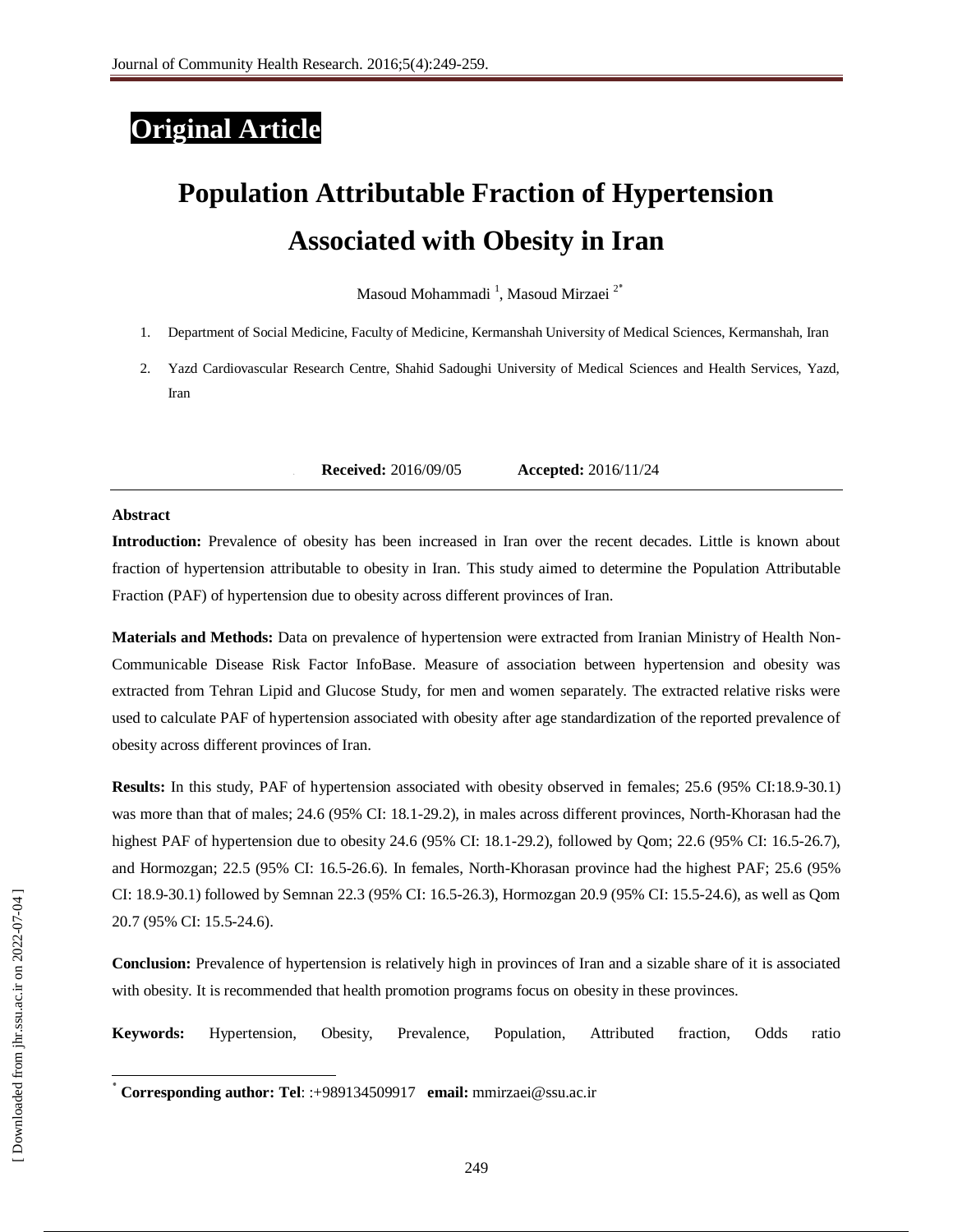**Original Article**

# Population Attributable Fraction of Hypertension Associated with Obesity in Iran

Masoud Mohammadi [1], Masoud Mirzaei [2*]

1. Department of Social Medicine, Faculty of Medicine, Kermanshah University of Medical Sciences, Kermanshah, Iran
2. Yazd Cardiovascular Research Centre, Shahid Sadoughi University of Medical Sciences and Health Services, Yazd, Iran

**Received:** 2016/09/05 **Accepted:** 2016/11/24

## Abstract

**Introduction:** Prevalence of obesity has been increased in Iran over the recent decades. Little is known about fraction of hypertension attributable to obesity in Iran. This study aimed to determine the Population Attributable Fraction (PAF) of hypertension due to obesity across different provinces of Iran.

**Materials and Methods:** Data on prevalence of hypertension were extracted from Iranian Ministry of Health Non-Communicable Disease Risk Factor InfoBase. Measure of association between hypertension and obesity was extracted from Tehran Lipid and Glucose Study, for men and women separately. The extracted relative risks were used to calculate PAF of hypertension associated with obesity after age standardization of the reported prevalence of obesity across different provinces of Iran.

**Results:** In this study, PAF of hypertension associated with obesity observed in females; 25.6 (95% CI:18.9-30.1) was more than that of males; 24.6 (95% CI: 18.1-29.2), in males across different provinces, North-Khorasan had the highest PAF of hypertension due to obesity 24.6 (95% CI: 18.1-29.2), followed by Qom; 22.6 (95% CI: 16.5-26.7), and Hormozgan; 22.5 (95% CI: 16.5-26.6). In females, North-Khorasan province had the highest PAF; 25.6 (95% CI: 18.9-30.1) followed by Semnan 22.3 (95% CI: 16.5-26.3), Hormozgan 20.9 (95% CI: 15.5-24.6), as well as Qom 20.7 (95% CI: 15.5-24.6).

**Conclusion:** Prevalence of hypertension is relatively high in provinces of Iran and a sizable share of it is associated with obesity. It is recommended that health promotion programs focus on obesity in these provinces.

**Keywords:** Hypertension, Obesity, Prevalence, Population, Attributed fraction, Odds ratio

---

[*] **Corresponding author: Tel**: :+989134509917 **email:** mmirzaei@ssu.ac.ir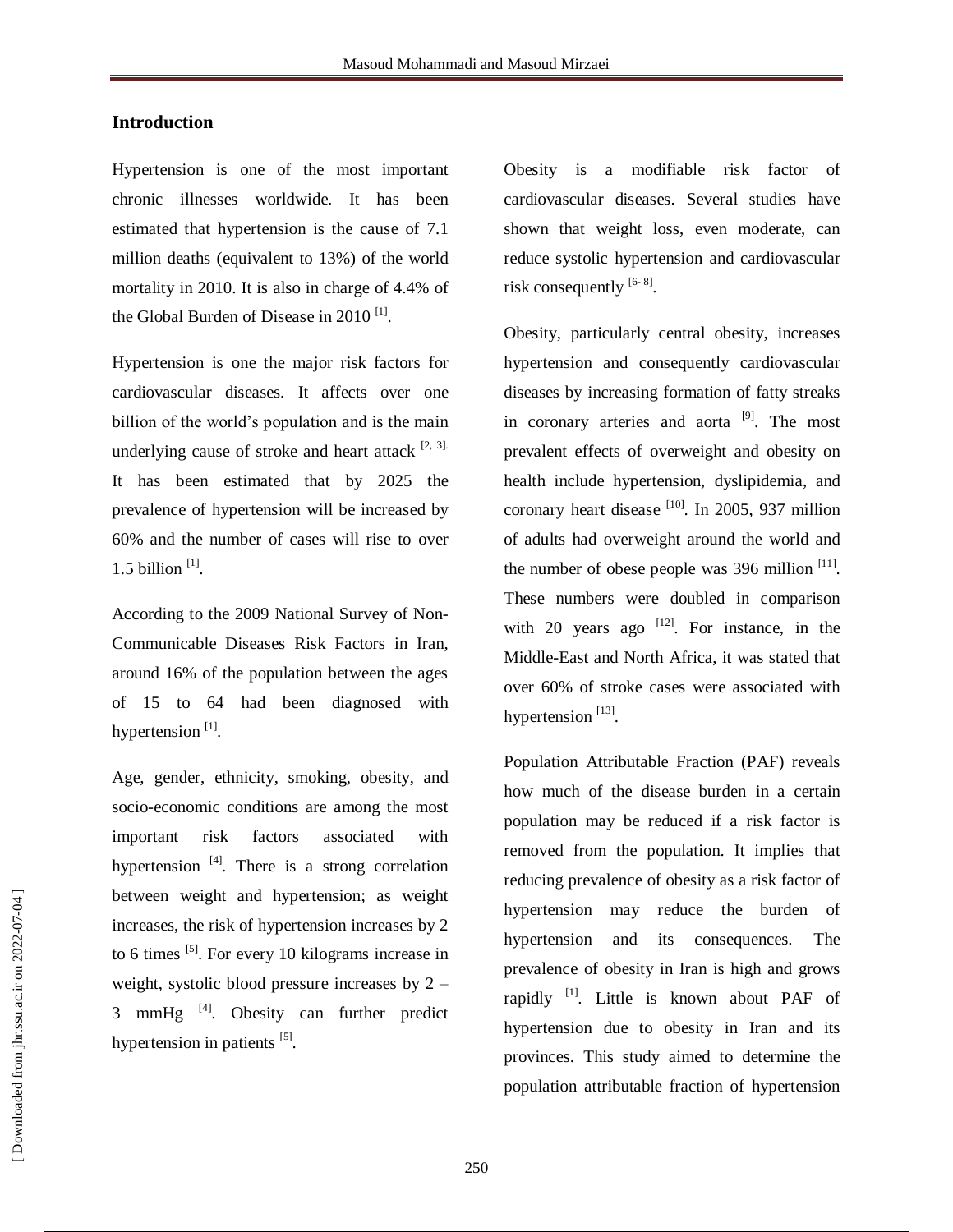## Introduction

Hypertension is one of the most important chronic illnesses worldwide. It has been estimated that hypertension is the cause of 7.1 million deaths (equivalent to 13%) of the world mortality in 2010. It is also in charge of 4.4% of the Global Burden of Disease in 2010 [1].

Hypertension is one the major risk factors for cardiovascular diseases. It affects over one billion of the world's population and is the main underlying cause of stroke and heart attack [2, 3]. It has been estimated that by 2025 the prevalence of hypertension will be increased by 60% and the number of cases will rise to over 1.5 billion [1].

According to the 2009 National Survey of Non-Communicable Diseases Risk Factors in Iran, around 16% of the population between the ages of 15 to 64 had been diagnosed with hypertension [1].

Age, gender, ethnicity, smoking, obesity, and socio-economic conditions are among the most important risk factors associated with hypertension [4]. There is a strong correlation between weight and hypertension; as weight increases, the risk of hypertension increases by 2 to 6 times [5]. For every 10 kilograms increase in weight, systolic blood pressure increases by 2 – 3 mmHg [4]. Obesity can further predict hypertension in patients [5].

Obesity is a modifiable risk factor of cardiovascular diseases. Several studies have shown that weight loss, even moderate, can reduce systolic hypertension and cardiovascular risk consequently [6- 8].

Obesity, particularly central obesity, increases hypertension and consequently cardiovascular diseases by increasing formation of fatty streaks in coronary arteries and aorta [9]. The most prevalent effects of overweight and obesity on health include hypertension, dyslipidemia, and coronary heart disease [10]. In 2005, 937 million of adults had overweight around the world and the number of obese people was 396 million [11]. These numbers were doubled in comparison with 20 years ago [12]. For instance, in the Middle-East and North Africa, it was stated that over 60% of stroke cases were associated with hypertension [13].

Population Attributable Fraction (PAF) reveals how much of the disease burden in a certain population may be reduced if a risk factor is removed from the population. It implies that reducing prevalence of obesity as a risk factor of hypertension may reduce the burden of hypertension and its consequences. The prevalence of obesity in Iran is high and grows rapidly [1]. Little is known about PAF of hypertension due to obesity in Iran and its provinces. This study aimed to determine the population attributable fraction of hypertension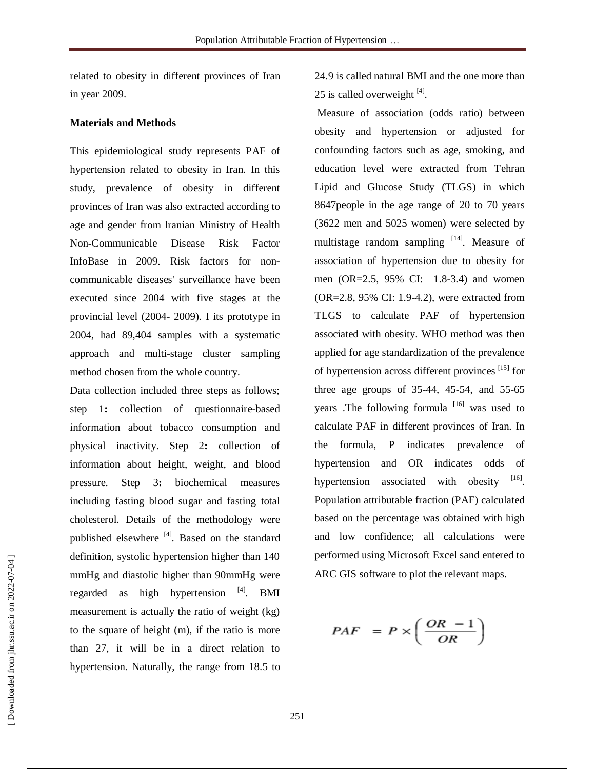related to obesity in different provinces of Iran in year 2009.

**Materials and Methods**

This epidemiological study represents PAF of hypertension related to obesity in Iran. In this study, prevalence of obesity in different provinces of Iran was also extracted according to age and gender from Iranian Ministry of Health Non-Communicable Disease Risk Factor InfoBase in 2009. Risk factors for non-communicable diseases' surveillance have been executed since 2004 with five stages at the provincial level (2004- 2009). I its prototype in 2004, had 89,404 samples with a systematic approach and multi-stage cluster sampling method chosen from the whole country.

Data collection included three steps as follows; step 1**:** collection of questionnaire-based information about tobacco consumption and physical inactivity. Step 2**:** collection of information about height, weight, and blood pressure. Step 3**:** biochemical measures including fasting blood sugar and fasting total cholesterol. Details of the methodology were published elsewhere [4]. Based on the standard definition, systolic hypertension higher than 140 mmHg and diastolic higher than 90mmHg were regarded as high hypertension [4]. BMI measurement is actually the ratio of weight (kg) to the square of height (m), if the ratio is more than 27, it will be in a direct relation to hypertension. Naturally, the range from 18.5 to 24.9 is called natural BMI and the one more than 25 is called overweight [4].

Measure of association (odds ratio) between obesity and hypertension or adjusted for confounding factors such as age, smoking, and education level were extracted from Tehran Lipid and Glucose Study (TLGS) in which 8647people in the age range of 20 to 70 years (3622 men and 5025 women) were selected by multistage random sampling [14]. Measure of association of hypertension due to obesity for men (OR=2.5, 95% CI: 1.8-3.4) and women (OR=2.8, 95% CI: 1.9-4.2), were extracted from TLGS to calculate PAF of hypertension associated with obesity. WHO method was then applied for age standardization of the prevalence of hypertension across different provinces [15] for three age groups of 35-44, 45-54, and 55-65 years .The following formula [16] was used to calculate PAF in different provinces of Iran. In the formula, P indicates prevalence of hypertension and OR indicates odds of hypertension associated with obesity [16]. Population attributable fraction (PAF) calculated based on the percentage was obtained with high and low confidence; all calculations were performed using Microsoft Excel sand entered to ARC GIS software to plot the relevant maps.

$$PAF = P \times \left( \frac{OR - 1}{OR} \right)$$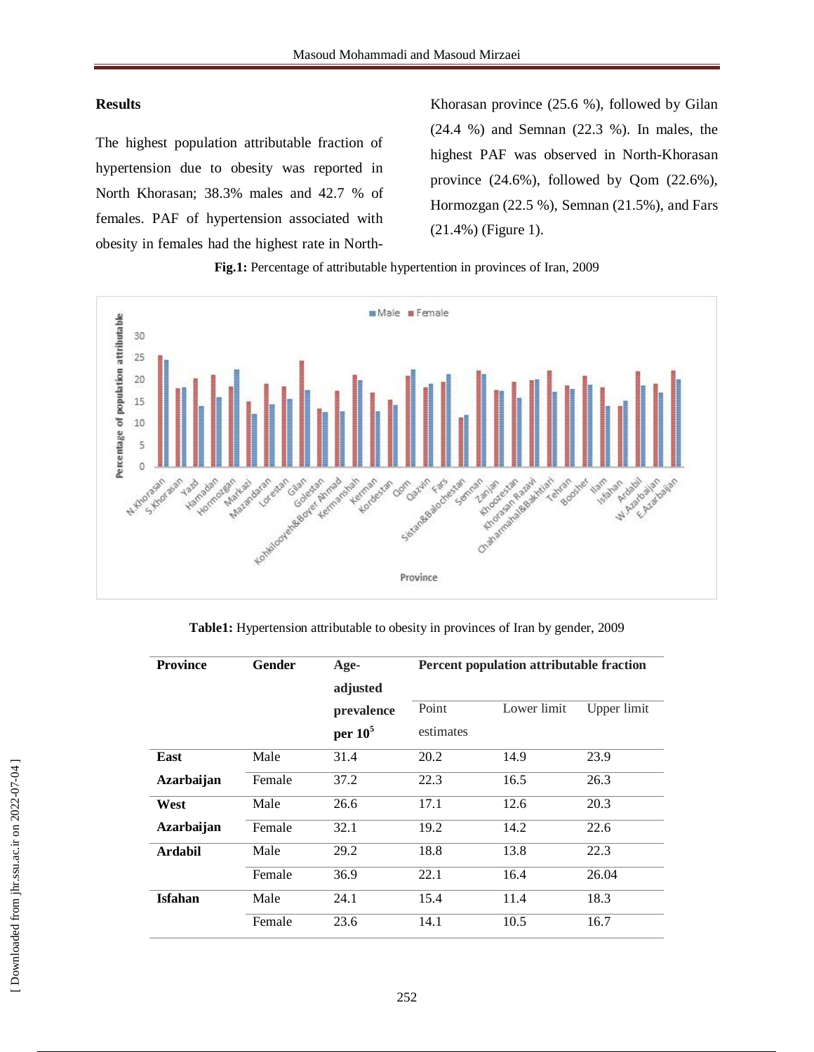## Results

The highest population attributable fraction of hypertension due to obesity was reported in North Khorasan; 38.3% males and 42.7 % of females. PAF of hypertension associated with obesity in females had the highest rate in North-Khorasan province (25.6 %), followed by Gilan (24.4 %) and Semnan (22.3 %). In males, the highest PAF was observed in North-Khorasan province (24.6%), followed by Qom (22.6%), Hormozgan (22.5 %), Semnan (21.5%), and Fars (21.4%) (Figure 1).

**Fig.1:** Percentage of attributable hypertention in provinces of Iran, 2009

**Table1:** Hypertension attributable to obesity in provinces of Iran by gender, 2009

| Province | Gender | Age-adjusted prevalence per $10^5$ | Percent population attributable fraction | | |
|---|---|---|---|---|---|
| | | | Point estimates | Lower limit | Upper limit |
| East Azarbaijan | Male | 31.4 | 20.2 | 14.9 | 23.9 |
| | Female | 37.2 | 22.3 | 16.5 | 26.3 |
| West Azarbaijan | Male | 26.6 | 17.1 | 12.6 | 20.3 |
| | Female | 32.1 | 19.2 | 14.2 | 22.6 |
| Ardabil | Male | 29.2 | 18.8 | 13.8 | 22.3 |
| | Female | 36.9 | 22.1 | 16.4 | 26.04 |
| Isfahan | Male | 24.1 | 15.4 | 11.4 | 18.3 |
| | Female | 23.6 | 14.1 | 10.5 | 16.7 |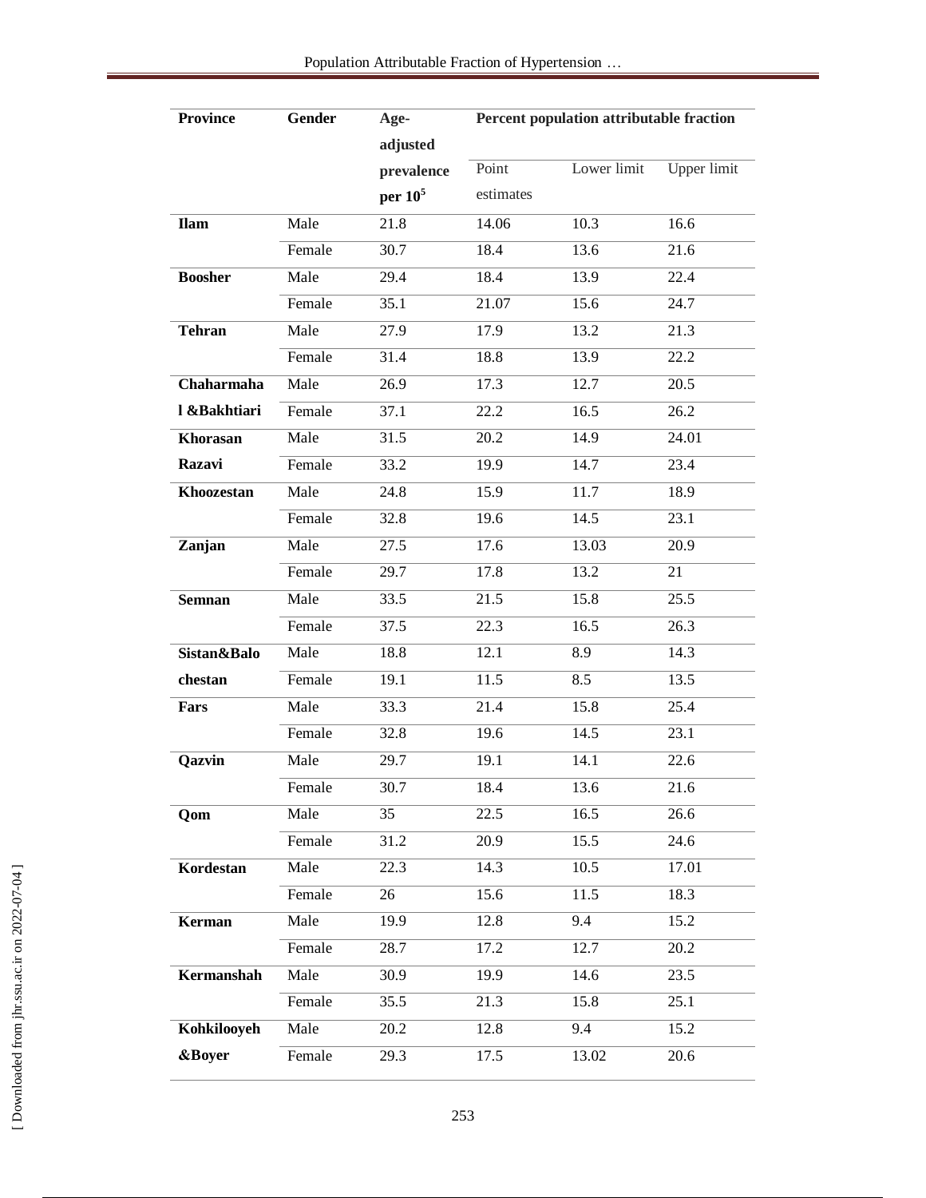| Province | Gender | Age-adjusted prevalence per $10^5$ | Percent population attributable fraction | | |
|---|---|---|---|---|---|
| | | | Point estimates | Lower limit | Upper limit |
| **Ilam** | Male | 21.8 | 14.06 | 10.3 | 16.6 |
| | Female | 30.7 | 18.4 | 13.6 | 21.6 |
| **Boosher** | Male | 29.4 | 18.4 | 13.9 | 22.4 |
| | Female | 35.1 | 21.07 | 15.6 | 24.7 |
| **Tehran** | Male | 27.9 | 17.9 | 13.2 | 21.3 |
| | Female | 31.4 | 18.8 | 13.9 | 22.2 |
| **Chaharmahal &Bakhtiari** | Male | 26.9 | 17.3 | 12.7 | 20.5 |
| | Female | 37.1 | 22.2 | 16.5 | 26.2 |
| **Khorasan Razavi** | Male | 31.5 | 20.2 | 14.9 | 24.01 |
| | Female | 33.2 | 19.9 | 14.7 | 23.4 |
| **Khoozestan** | Male | 24.8 | 15.9 | 11.7 | 18.9 |
| | Female | 32.8 | 19.6 | 14.5 | 23.1 |
| **Zanjan** | Male | 27.5 | 17.6 | 13.03 | 20.9 |
| | Female | 29.7 | 17.8 | 13.2 | 21 |
| **Semnan** | Male | 33.5 | 21.5 | 15.8 | 25.5 |
| | Female | 37.5 | 22.3 | 16.5 | 26.3 |
| **Sistan&Balochestan** | Male | 18.8 | 12.1 | 8.9 | 14.3 |
| | Female | 19.1 | 11.5 | 8.5 | 13.5 |
| **Fars** | Male | 33.3 | 21.4 | 15.8 | 25.4 |
| | Female | 32.8 | 19.6 | 14.5 | 23.1 |
| **Qazvin** | Male | 29.7 | 19.1 | 14.1 | 22.6 |
| | Female | 30.7 | 18.4 | 13.6 | 21.6 |
| **Qom** | Male | 35 | 22.5 | 16.5 | 26.6 |
| | Female | 31.2 | 20.9 | 15.5 | 24.6 |
| **Kordestan** | Male | 22.3 | 14.3 | 10.5 | 17.01 |
| | Female | 26 | 15.6 | 11.5 | 18.3 |
| **Kerman** | Male | 19.9 | 12.8 | 9.4 | 15.2 |
| | Female | 28.7 | 17.2 | 12.7 | 20.2 |
| **Kermanshah** | Male | 30.9 | 19.9 | 14.6 | 23.5 |
| | Female | 35.5 | 21.3 | 15.8 | 25.1 |
| **Kohkilooyeh &Boyer** | Male | 20.2 | 12.8 | 9.4 | 15.2 |
| | Female | 29.3 | 17.5 | 13.02 | 20.6 |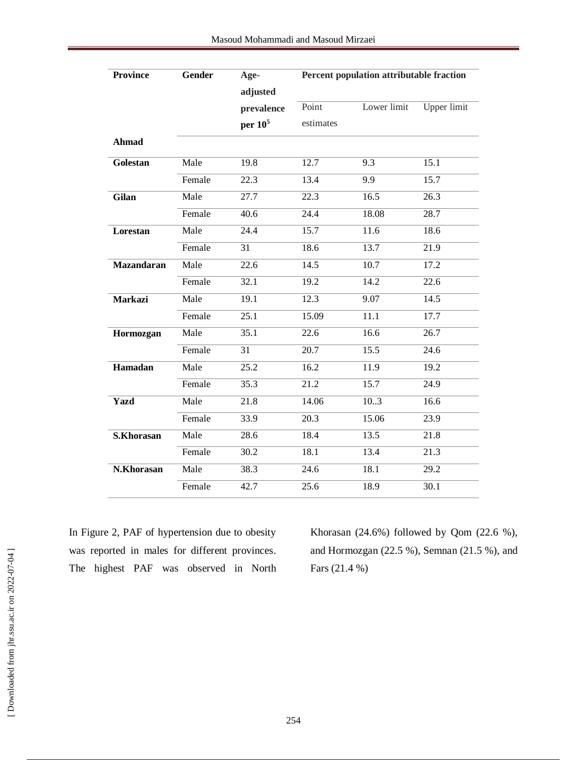| Province | Gender | Age-adjusted prevalence per $10^5$ | Percent population attributable fraction | | |
|---|---|---|---|---|---|
| | | | Point estimates | Lower limit | Upper limit |
| Ahmad | | | | | |
| Golestan | Male | 19.8 | 12.7 | 9.3 | 15.1 |
| | Female | 22.3 | 13.4 | 9.9 | 15.7 |
| Gilan | Male | 27.7 | 22.3 | 16.5 | 26.3 |
| | Female | 40.6 | 24.4 | 18.08 | 28.7 |
| Lorestan | Male | 24.4 | 15.7 | 11.6 | 18.6 |
| | Female | 31 | 18.6 | 13.7 | 21.9 |
| Mazandaran | Male | 22.6 | 14.5 | 10.7 | 17.2 |
| | Female | 32.1 | 19.2 | 14.2 | 22.6 |
| Markazi | Male | 19.1 | 12.3 | 9.07 | 14.5 |
| | Female | 25.1 | 15.09 | 11.1 | 17.7 |
| Hormozgan | Male | 35.1 | 22.6 | 16.6 | 26.7 |
| | Female | 31 | 20.7 | 15.5 | 24.6 |
| Hamadan | Male | 25.2 | 16.2 | 11.9 | 19.2 |
| | Female | 35.3 | 21.2 | 15.7 | 24.9 |
| Yazd | Male | 21.8 | 14.06 | 10..3 | 16.6 |
| | Female | 33.9 | 20.3 | 15.06 | 23.9 |
| S.Khorasan | Male | 28.6 | 18.4 | 13.5 | 21.8 |
| | Female | 30.2 | 18.1 | 13.4 | 21.3 |
| N.Khorasan | Male | 38.3 | 24.6 | 18.1 | 29.2 |
| | Female | 42.7 | 25.6 | 18.9 | 30.1 |

In Figure 2, PAF of hypertension due to obesity was reported in males for different provinces. The highest PAF was observed in North Khorasan (24.6%) followed by Qom (22.6 %), and Hormozgan (22.5 %), Semnan (21.5 %), and Fars (21.4 %)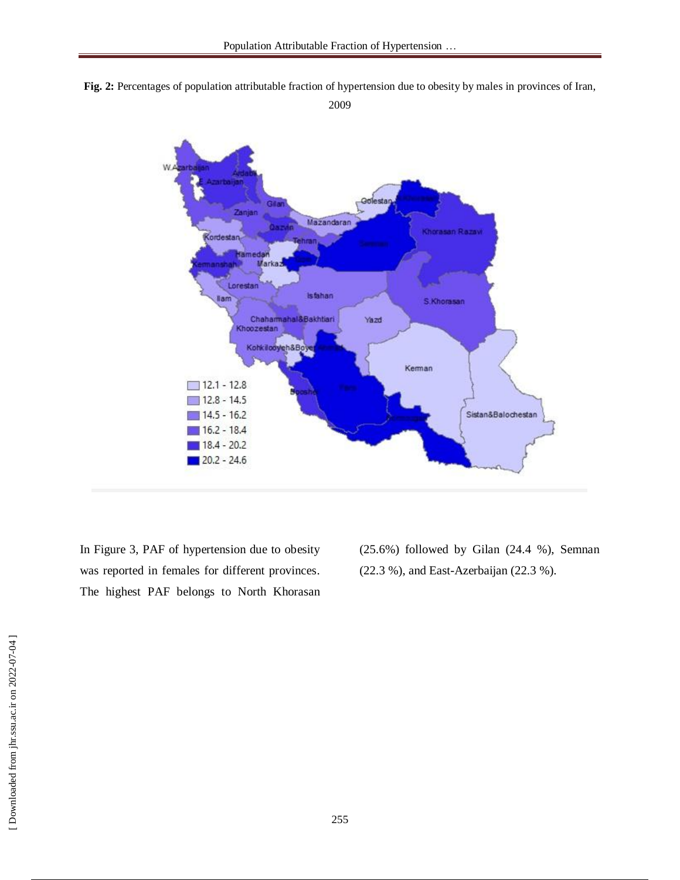**Fig. 2:** Percentages of population attributable fraction of hypertension due to obesity by males in provinces of Iran, 2009

In Figure 3, PAF of hypertension due to obesity was reported in females for different provinces. The highest PAF belongs to North Khorasan (25.6%) followed by Gilan (24.4 %), Semnan (22.3 %), and East-Azerbaijan (22.3 %).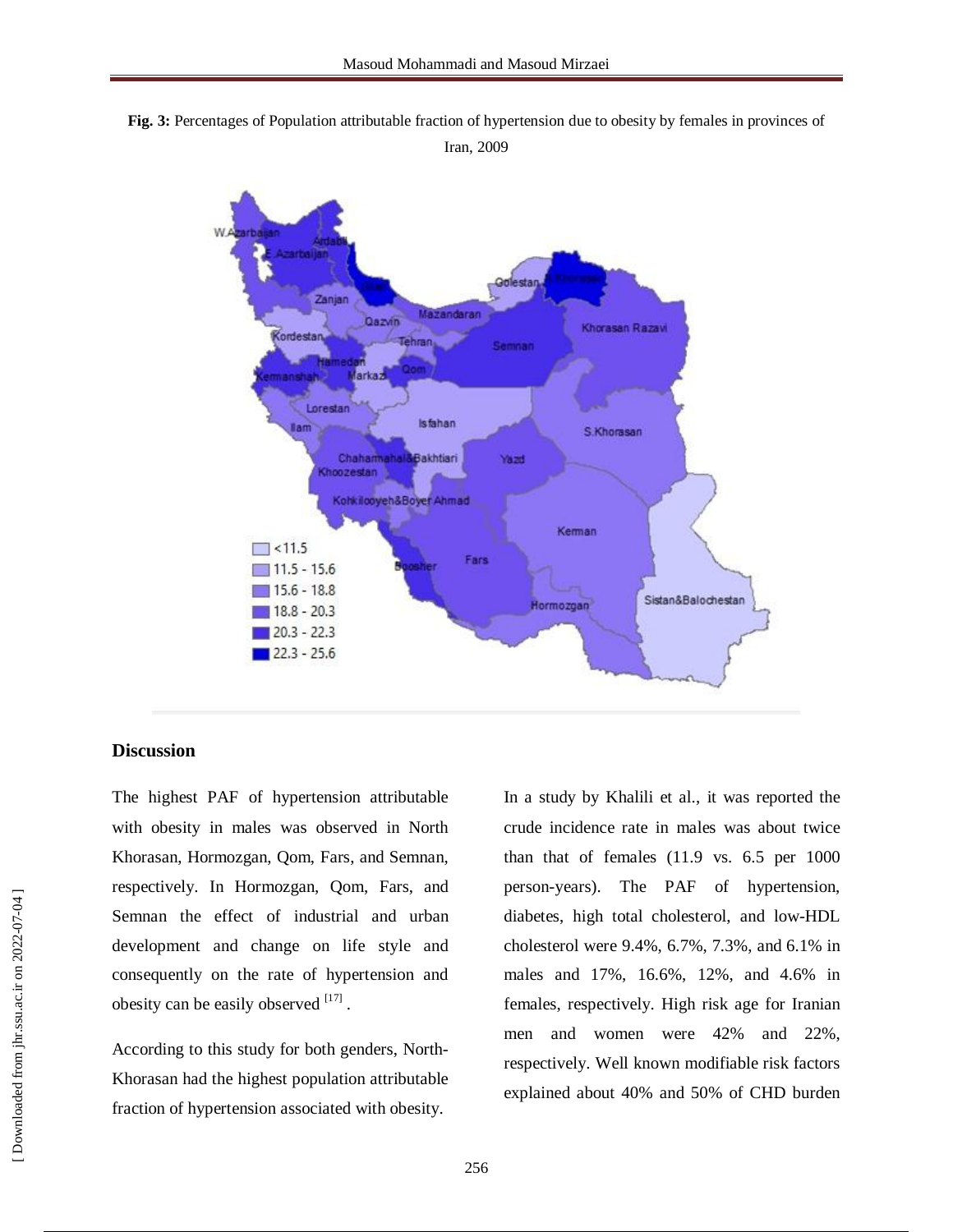**Fig. 3:** Percentages of Population attributable fraction of hypertension due to obesity by females in provinces of Iran, 2009

## Discussion

The highest PAF of hypertension attributable with obesity in males was observed in North Khorasan, Hormozgan, Qom, Fars, and Semnan, respectively. In Hormozgan, Qom, Fars, and Semnan the effect of industrial and urban development and change on life style and consequently on the rate of hypertension and obesity can be easily observed [17] .

According to this study for both genders, North-Khorasan had the highest population attributable fraction of hypertension associated with obesity.

In a study by Khalili et al., it was reported the crude incidence rate in males was about twice than that of females (11.9 vs. 6.5 per 1000 person-years). The PAF of hypertension, diabetes, high total cholesterol, and low-HDL cholesterol were 9.4%, 6.7%, 7.3%, and 6.1% in males and 17%, 16.6%, 12%, and 4.6% in females, respectively. High risk age for Iranian men and women were 42% and 22%, respectively. Well known modifiable risk factors explained about 40% and 50% of CHD burden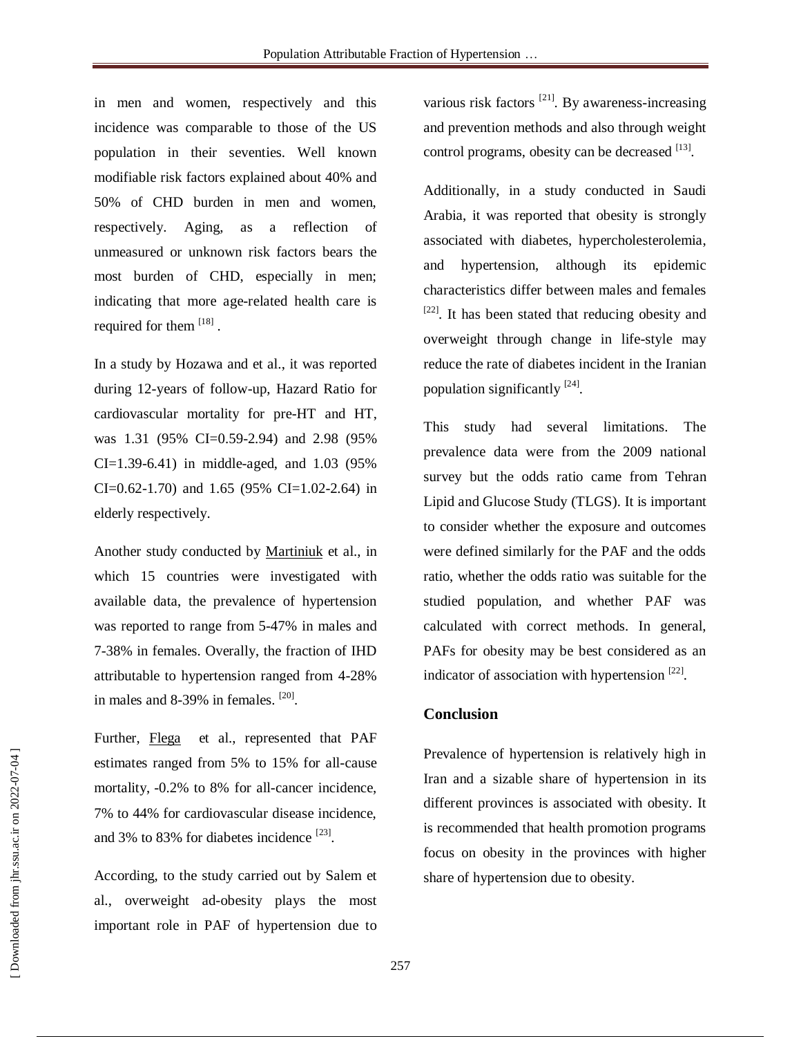in men and women, respectively and this incidence was comparable to those of the US population in their seventies. Well known modifiable risk factors explained about 40% and 50% of CHD burden in men and women, respectively. Aging, as a reflection of unmeasured or unknown risk factors bears the most burden of CHD, especially in men; indicating that more age-related health care is required for them [18] .

In a study by Hozawa and et al., it was reported during 12-years of follow-up, Hazard Ratio for cardiovascular mortality for pre-HT and HT, was 1.31 (95% CI=0.59-2.94) and 2.98 (95% CI=1.39-6.41) in middle-aged, and 1.03 (95% CI=0.62-1.70) and 1.65 (95% CI=1.02-2.64) in elderly respectively.

Another study conducted by Martiniuk et al., in which 15 countries were investigated with available data, the prevalence of hypertension was reported to range from 5-47% in males and 7-38% in females. Overally, the fraction of IHD attributable to hypertension ranged from 4-28% in males and 8-39% in females. [20].

Further, Flega et al., represented that PAF estimates ranged from 5% to 15% for all-cause mortality, -0.2% to 8% for all-cancer incidence, 7% to 44% for cardiovascular disease incidence, and 3% to 83% for diabetes incidence [23].

According, to the study carried out by Salem et al., overweight ad-obesity plays the most important role in PAF of hypertension due to various risk factors [21]. By awareness-increasing and prevention methods and also through weight control programs, obesity can be decreased [13].

Additionally, in a study conducted in Saudi Arabia, it was reported that obesity is strongly associated with diabetes, hypercholesterolemia, and hypertension, although its epidemic characteristics differ between males and females [22]. It has been stated that reducing obesity and overweight through change in life-style may reduce the rate of diabetes incident in the Iranian population significantly [24].

This study had several limitations. The prevalence data were from the 2009 national survey but the odds ratio came from Tehran Lipid and Glucose Study (TLGS). It is important to consider whether the exposure and outcomes were defined similarly for the PAF and the odds ratio, whether the odds ratio was suitable for the studied population, and whether PAF was calculated with correct methods. In general, PAFs for obesity may be best considered as an indicator of association with hypertension [22].

## Conclusion

Prevalence of hypertension is relatively high in Iran and a sizable share of hypertension in its different provinces is associated with obesity. It is recommended that health promotion programs focus on obesity in the provinces with higher share of hypertension due to obesity.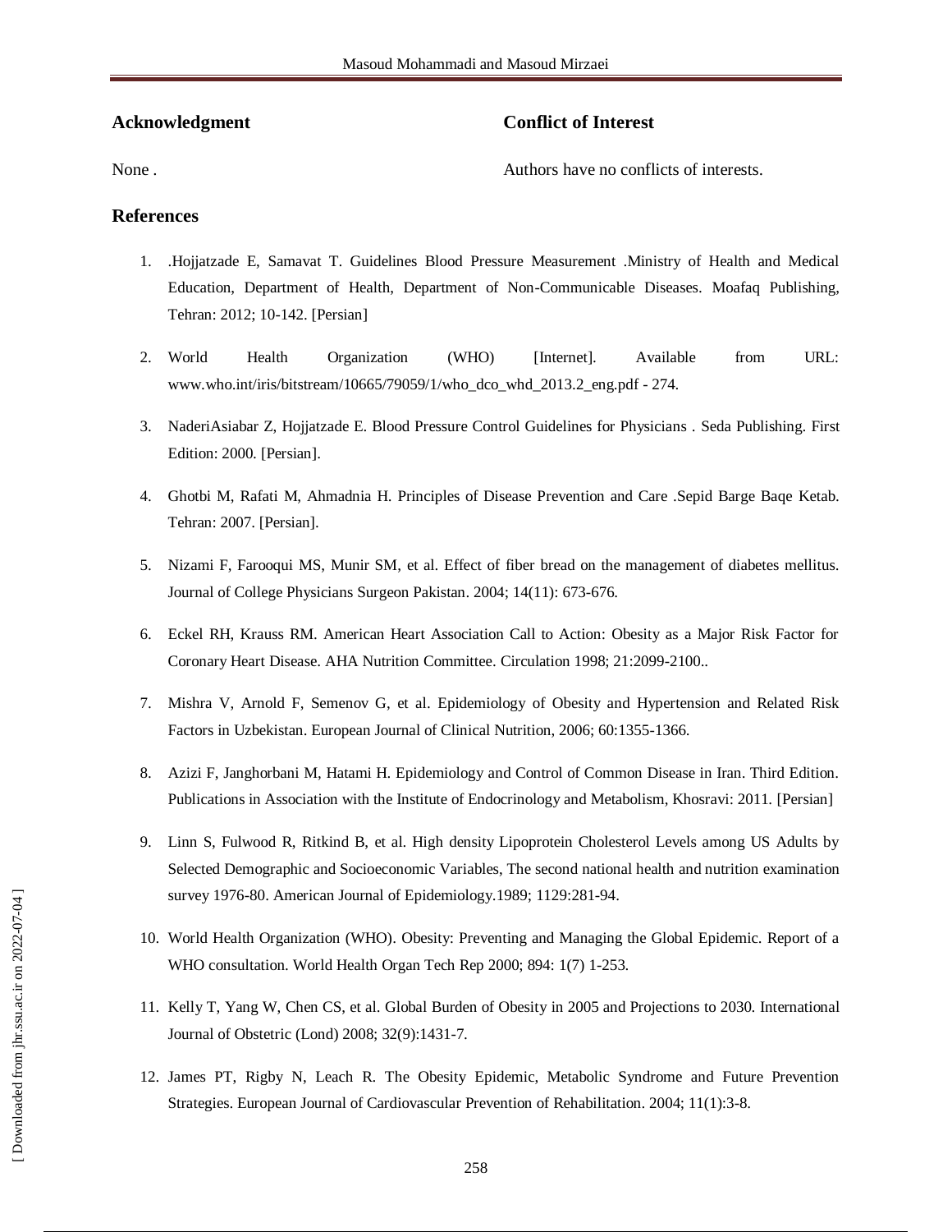## Acknowledgment

None .

## Conflict of Interest

Authors have no conflicts of interests.

## References

1. .Hojjatzade E, Samavat T. Guidelines Blood Pressure Measurement .Ministry of Health and Medical Education, Department of Health, Department of Non-Communicable Diseases. Moafaq Publishing, Tehran: 2012; 10-142. [Persian]

2. World Health Organization (WHO) [Internet]. Available from URL: www.who.int/iris/bitstream/10665/79059/1/who_dco_whd_2013.2_eng.pdf - 274.

3. NaderiAsiabar Z, Hojjatzade E. Blood Pressure Control Guidelines for Physicians . Seda Publishing. First Edition: 2000. [Persian].

4. Ghotbi M, Rafati M, Ahmadnia H. Principles of Disease Prevention and Care .Sepid Barge Baqe Ketab. Tehran: 2007. [Persian].

5. Nizami F, Farooqui MS, Munir SM, et al. Effect of fiber bread on the management of diabetes mellitus. Journal of College Physicians Surgeon Pakistan. 2004; 14(11): 673-676.

6. Eckel RH, Krauss RM. American Heart Association Call to Action: Obesity as a Major Risk Factor for Coronary Heart Disease. AHA Nutrition Committee. Circulation 1998; 21:2099-2100..

7. Mishra V, Arnold F, Semenov G, et al. Epidemiology of Obesity and Hypertension and Related Risk Factors in Uzbekistan. European Journal of Clinical Nutrition, 2006; 60:1355-1366.

8. Azizi F, Janghorbani M, Hatami H. Epidemiology and Control of Common Disease in Iran. Third Edition. Publications in Association with the Institute of Endocrinology and Metabolism, Khosravi: 2011. [Persian]

9. Linn S, Fulwood R, Ritkind B, et al. High density Lipoprotein Cholesterol Levels among US Adults by Selected Demographic and Socioeconomic Variables, The second national health and nutrition examination survey 1976-80. American Journal of Epidemiology.1989; 1129:281-94.

10. World Health Organization (WHO). Obesity: Preventing and Managing the Global Epidemic. Report of a WHO consultation. World Health Organ Tech Rep 2000; 894: 1(7) 1-253.

11. Kelly T, Yang W, Chen CS, et al. Global Burden of Obesity in 2005 and Projections to 2030. International Journal of Obstetric (Lond) 2008; 32(9):1431-7.

12. James PT, Rigby N, Leach R. The Obesity Epidemic, Metabolic Syndrome and Future Prevention Strategies. European Journal of Cardiovascular Prevention of Rehabilitation. 2004; 11(1):3-8.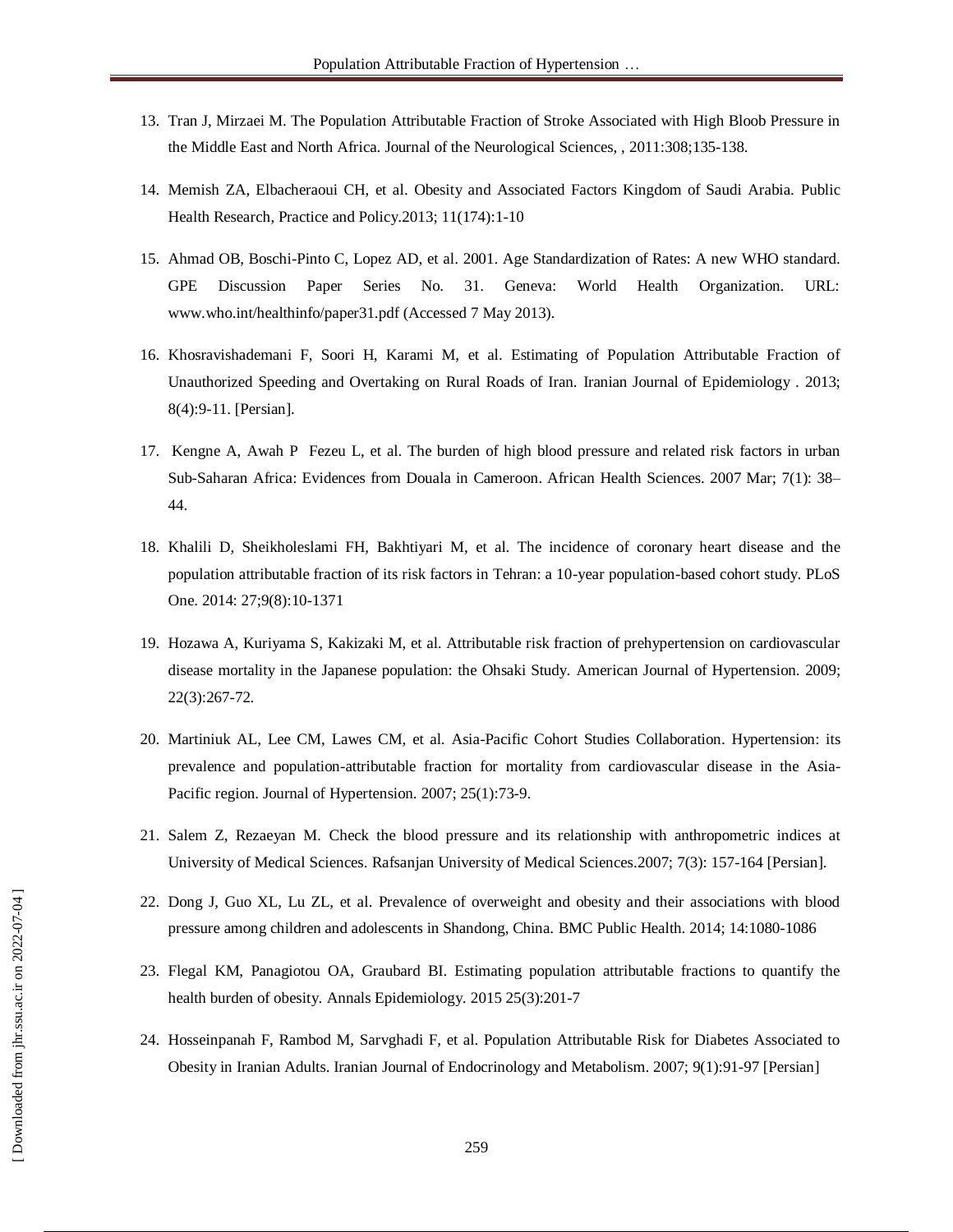13. Tran J, Mirzaei M. The Population Attributable Fraction of Stroke Associated with High Bloob Pressure in the Middle East and North Africa. Journal of the Neurological Sciences, , 2011:308;135-138.

14. Memish ZA, Elbacheraoui CH, et al. Obesity and Associated Factors Kingdom of Saudi Arabia. Public Health Research, Practice and Policy.2013; 11(174):1-10

15. Ahmad OB, Boschi-Pinto C, Lopez AD, et al. 2001. Age Standardization of Rates: A new WHO standard. GPE Discussion Paper Series No. 31. Geneva: World Health Organization. URL: www.who.int/healthinfo/paper31.pdf (Accessed 7 May 2013).

16. Khosravishademani F, Soori H, Karami M, et al. Estimating of Population Attributable Fraction of Unauthorized Speeding and Overtaking on Rural Roads of Iran. Iranian Journal of Epidemiology . 2013; 8(4):9-11. [Persian].

17. Kengne A, Awah P Fezeu L, et al. The burden of high blood pressure and related risk factors in urban Sub-Saharan Africa: Evidences from Douala in Cameroon. African Health Sciences. 2007 Mar; 7(1): 38–44.

18. Khalili D, Sheikholeslami FH, Bakhtiyari M, et al. The incidence of coronary heart disease and the population attributable fraction of its risk factors in Tehran: a 10-year population-based cohort study. PLoS One. 2014: 27;9(8):10-1371

19. Hozawa A, Kuriyama S, Kakizaki M, et al. Attributable risk fraction of prehypertension on cardiovascular disease mortality in the Japanese population: the Ohsaki Study. American Journal of Hypertension. 2009; 22(3):267-72.

20. Martiniuk AL, Lee CM, Lawes CM, et al. Asia-Pacific Cohort Studies Collaboration. Hypertension: its prevalence and population-attributable fraction for mortality from cardiovascular disease in the Asia-Pacific region. Journal of Hypertension. 2007; 25(1):73-9.

21. Salem Z, Rezaeyan M. Check the blood pressure and its relationship with anthropometric indices at University of Medical Sciences. Rafsanjan University of Medical Sciences.2007; 7(3): 157-164 [Persian].

22. Dong J, Guo XL, Lu ZL, et al. Prevalence of overweight and obesity and their associations with blood pressure among children and adolescents in Shandong, China. BMC Public Health. 2014; 14:1080-1086

23. Flegal KM, Panagiotou OA, Graubard BI. Estimating population attributable fractions to quantify the health burden of obesity. Annals Epidemiology. 2015 25(3):201-7

24. Hosseinpanah F, Rambod M, Sarvghadi F, et al. Population Attributable Risk for Diabetes Associated to Obesity in Iranian Adults. Iranian Journal of Endocrinology and Metabolism. 2007; 9(1):91-97 [Persian]